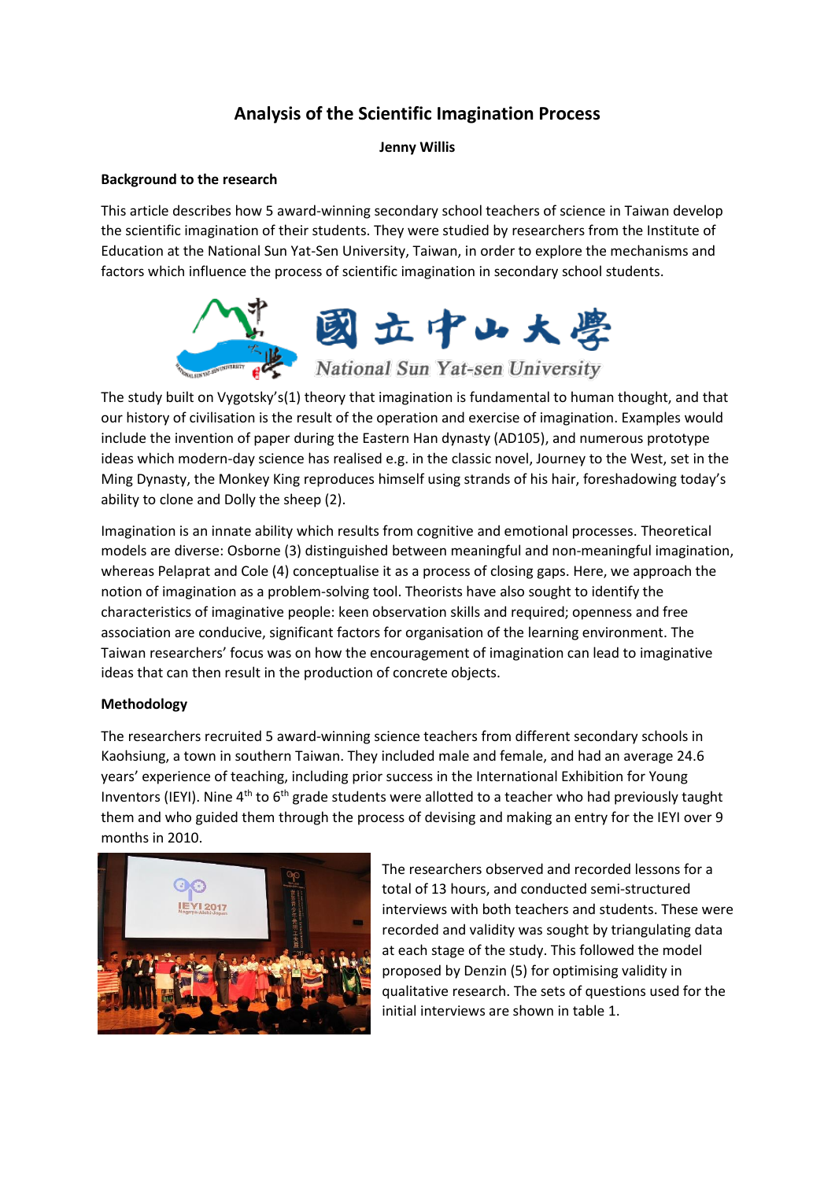# Analysis of the Scientific Imagination Process

**Jenny Willis**

## Background to the research

This article describes how 5 award-winning secondary school teachers of science in Taiwan develop the scientific imagination of their students. They were studied by researchers from the Institute of Education at the National Sun Yat-Sen University, Taiwan, in order to explore the mechanisms and factors which influence the process of scientific imagination in secondary school students.

The study built on Vygotsky's(1) theory that imagination is fundamental to human thought, and that our history of civilisation is the result of the operation and exercise of imagination. Examples would include the invention of paper during the Eastern Han dynasty (AD105), and numerous prototype ideas which modern-day science has realised e.g. in the classic novel, Journey to the West, set in the Ming Dynasty, the Monkey King reproduces himself using strands of his hair, foreshadowing today's ability to clone and Dolly the sheep (2).

Imagination is an innate ability which results from cognitive and emotional processes. Theoretical models are diverse: Osborne (3) distinguished between meaningful and non-meaningful imagination, whereas Pelaprat and Cole (4) conceptualise it as a process of closing gaps. Here, we approach the notion of imagination as a problem-solving tool. Theorists have also sought to identify the characteristics of imaginative people: keen observation skills and required; openness and free association are conducive, significant factors for organisation of the learning environment. The Taiwan researchers' focus was on how the encouragement of imagination can lead to imaginative ideas that can then result in the production of concrete objects.

## Methodology

The researchers recruited 5 award-winning science teachers from different secondary schools in Kaohsiung, a town in southern Taiwan. They included male and female, and had an average 24.6 years' experience of teaching, including prior success in the International Exhibition for Young Inventors (IEYI). Nine 4th to 6th grade students were allotted to a teacher who had previously taught them and who guided them through the process of devising and making an entry for the IEYI over 9 months in 2010.

The researchers observed and recorded lessons for a total of 13 hours, and conducted semi-structured interviews with both teachers and students. These were recorded and validity was sought by triangulating data at each stage of the study. This followed the model proposed by Denzin (5) for optimising validity in qualitative research. The sets of questions used for the initial interviews are shown in table 1.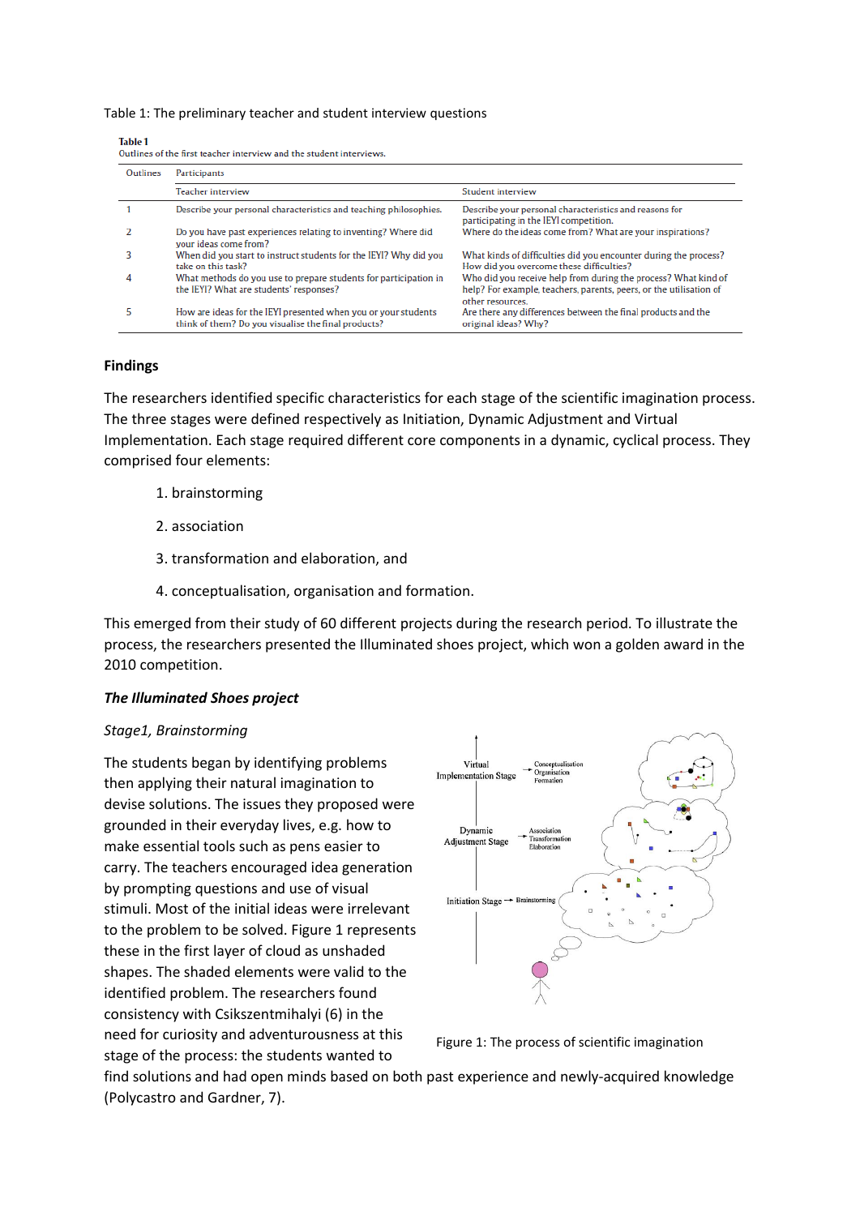Table 1: The preliminary teacher and student interview questions

**Table 1**
Outlines of the first teacher interview and the student interviews.

| Outlines | Participants | |
|---|---|---|
| | Teacher interview | Student interview |
| 1 | Describe your personal characteristics and teaching philosophies. | Describe your personal characteristics and reasons for participating in the IEYI competition. |
| 2 | Do you have past experiences relating to inventing? Where did your ideas come from? | Where do the ideas come from? What are your inspirations? |
| 3 | When did you start to instruct students for the IEYI? Why did you take on this task? | What kinds of difficulties did you encounter during the process? How did you overcome these difficulties? |
| 4 | What methods do you use to prepare students for participation in the IEYI? What are students' responses? | Who did you receive help from during the process? What kind of help? For example, teachers, parents, peers, or the utilisation of other resources. |
| 5 | How are ideas for the IEYI presented when you or your students think of them? Do you visualise the final products? | Are there any differences between the final products and the original ideas? Why? |

## Findings

The researchers identified specific characteristics for each stage of the scientific imagination process. The three stages were defined respectively as Initiation, Dynamic Adjustment and Virtual Implementation. Each stage required different core components in a dynamic, cyclical process. They comprised four elements:

1. brainstorming
2. association
3. transformation and elaboration, and
4. conceptualisation, organisation and formation.

This emerged from their study of 60 different projects during the research period. To illustrate the process, the researchers presented the Illuminated shoes project, which won a golden award in the 2010 competition.

### *The Illuminated Shoes project*

*Stage1, Brainstorming*

The students began by identifying problems then applying their natural imagination to devise solutions. The issues they proposed were grounded in their everyday lives, e.g. how to make essential tools such as pens easier to carry. The teachers encouraged idea generation by prompting questions and use of visual stimuli. Most of the initial ideas were irrelevant to the problem to be solved. Figure 1 represents these in the first layer of cloud as unshaded shapes. The shaded elements were valid to the identified problem. The researchers found consistency with Csikszentmihalyi (6) in the need for curiosity and adventurousness at this stage of the process: the students wanted to find solutions and had open minds based on both past experience and newly-acquired knowledge (Polycastro and Gardner, 7).

Figure 1: The process of scientific imagination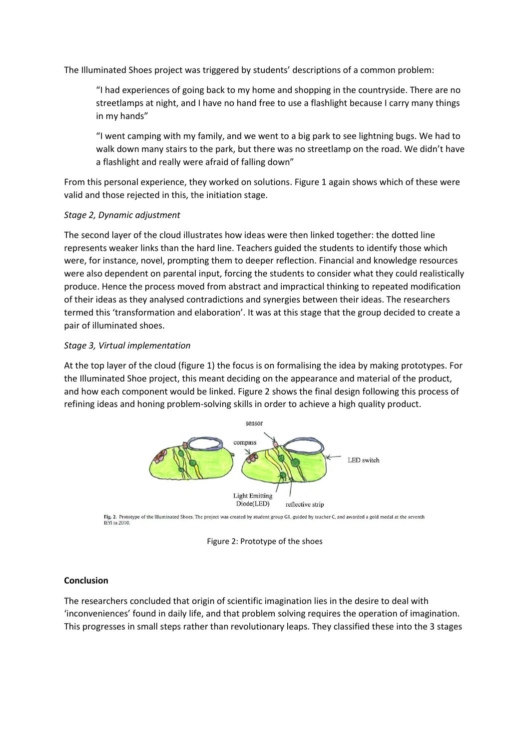The Illuminated Shoes project was triggered by students' descriptions of a common problem:

> "I had experiences of going back to my home and shopping in the countryside. There are no streetlamps at night, and I have no hand free to use a flashlight because I carry many things in my hands"
>
> "I went camping with my family, and we went to a big park to see lightning bugs. We had to walk down many stairs to the park, but there was no streetlamp on the road. We didn't have a flashlight and really were afraid of falling down"

From this personal experience, they worked on solutions. Figure 1 again shows which of these were valid and those rejected in this, the initiation stage.

*Stage 2, Dynamic adjustment*

The second layer of the cloud illustrates how ideas were then linked together: the dotted line represents weaker links than the hard line. Teachers guided the students to identify those which were, for instance, novel, prompting them to deeper reflection. Financial and knowledge resources were also dependent on parental input, forcing the students to consider what they could realistically produce. Hence the process moved from abstract and impractical thinking to repeated modification of their ideas as they analysed contradictions and synergies between their ideas. The researchers termed this 'transformation and elaboration'. It was at this stage that the group decided to create a pair of illuminated shoes.

*Stage 3, Virtual implementation*

At the top layer of the cloud (figure 1) the focus is on formalising the idea by making prototypes. For the Illuminated Shoe project, this meant deciding on the appearance and material of the product, and how each component would be linked. Figure 2 shows the final design following this process of refining ideas and honing problem-solving skills in order to achieve a high quality product.

Fig. 2. Prototype of the Illuminated Shoes. The project was created by student group G1, guided by teacher C, and awarded a gold medal at the seventh IEYI in 2010.

Figure 2: Prototype of the shoes

**Conclusion**

The researchers concluded that origin of scientific imagination lies in the desire to deal with 'inconveniences' found in daily life, and that problem solving requires the operation of imagination. This progresses in small steps rather than revolutionary leaps. They classified these into the 3 stages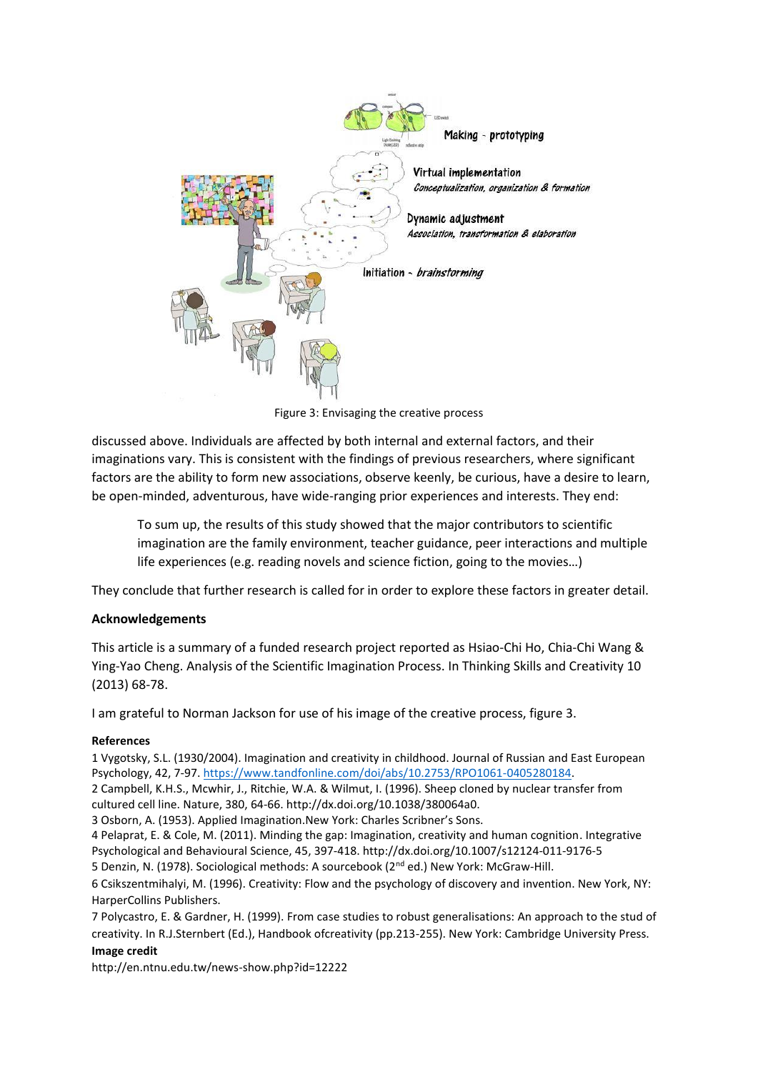Making - prototyping

Virtual implementation
*Conceptualization, organization & formation*

Dynamic adjustment
*Association, transformation & elaboration*

Initiation - *brainstorming*

Figure 3: Envisaging the creative process

discussed above. Individuals are affected by both internal and external factors, and their imaginations vary. This is consistent with the findings of previous researchers, where significant factors are the ability to form new associations, observe keenly, be curious, have a desire to learn, be open-minded, adventurous, have wide-ranging prior experiences and interests. They end:

> To sum up, the results of this study showed that the major contributors to scientific imagination are the family environment, teacher guidance, peer interactions and multiple life experiences (e.g. reading novels and science fiction, going to the movies…)

They conclude that further research is called for in order to explore these factors in greater detail.

**Acknowledgements**

This article is a summary of a funded research project reported as Hsiao-Chi Ho, Chia-Chi Wang & Ying-Yao Cheng. Analysis of the Scientific Imagination Process. In Thinking Skills and Creativity 10 (2013) 68-78.

I am grateful to Norman Jackson for use of his image of the creative process, figure 3.

**References**

1 Vygotsky, S.L. (1930/2004). Imagination and creativity in childhood. Journal of Russian and East European Psychology, 42, 7-97. https://www.tandfonline.com/doi/abs/10.2753/RPO1061-0405280184.
2 Campbell, K.H.S., Mcwhir, J., Ritchie, W.A. & Wilmut, I. (1996). Sheep cloned by nuclear transfer from cultured cell line. Nature, 380, 64-66. http://dx.doi.org/10.1038/380064a0.
3 Osborn, A. (1953). Applied Imagination.New York: Charles Scribner's Sons.
4 Pelaprat, E. & Cole, M. (2011). Minding the gap: Imagination, creativity and human cognition. Integrative Psychological and Behavioural Science, 45, 397-418. http://dx.doi.org/10.1007/s12124-011-9176-5
5 Denzin, N. (1978). Sociological methods: A sourcebook (2nd ed.) New York: McGraw-Hill.
6 Csikszentmihalyi, M. (1996). Creativity: Flow and the psychology of discovery and invention. New York, NY: HarperCollins Publishers.
7 Polycastro, E. & Gardner, H. (1999). From case studies to robust generalisations: An approach to the stud of creativity. In R.J.Sternbert (Ed.), Handbook ofcreativity (pp.213-255). New York: Cambridge University Press.

**Image credit**

http://en.ntnu.edu.tw/news-show.php?id=12222